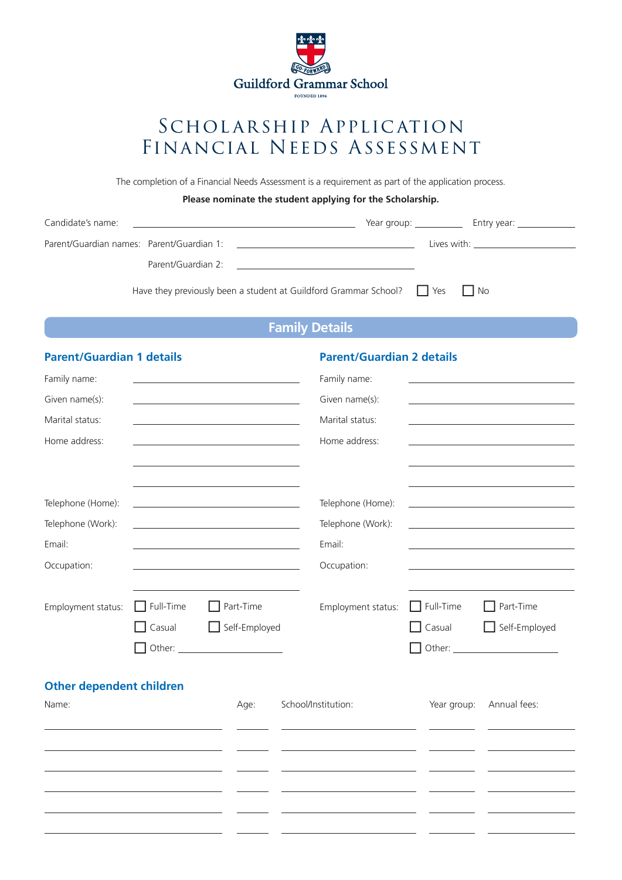Guildford Grammar School

FOUNDED 1896

# Scholarship Application Financial Needs Assessment

The completion of a Financial Needs Assessment is a requirement as part of the application process.

**Please nominate the student applying for the Scholarship.**

Candidate's name: ______________________ Year group: __________ Entry year: __________

Parent/Guardian names: Parent/Guardian 1: ______________________ Lives with: __________

Parent/Guardian 2: ______________________

Have they previously been a student at Guildford Grammar School? ☐ Yes ☐ No

## Family Details

### Parent/Guardian 1 details

Family name: ______________________

Given name(s): ______________________

Marital status: ______________________

Home address: ______________________

______________________

______________________

Telephone (Home): ______________________

Telephone (Work): ______________________

Email: ______________________

Occupation: ______________________

______________________

Employment status: ☐ Full-Time ☐ Part-Time ☐ Casual ☐ Self-Employed ☐ Other: __________

### Parent/Guardian 2 details

Family name: ______________________

Given name(s): ______________________

Marital status: ______________________

Home address: ______________________

______________________

______________________

Telephone (Home): ______________________

Telephone (Work): ______________________

Email: ______________________

Occupation: ______________________

______________________

Employment status: ☐ Full-Time ☐ Part-Time ☐ Casual ☐ Self-Employed ☐ Other: __________

### Other dependent children

| Name: | Age: | School/Institution: | Year group: | Annual fees: |
|---|---|---|---|---|
| | | | | |
| | | | | |
| | | | | |
| | | | | |
| | | | | |
| | | | | |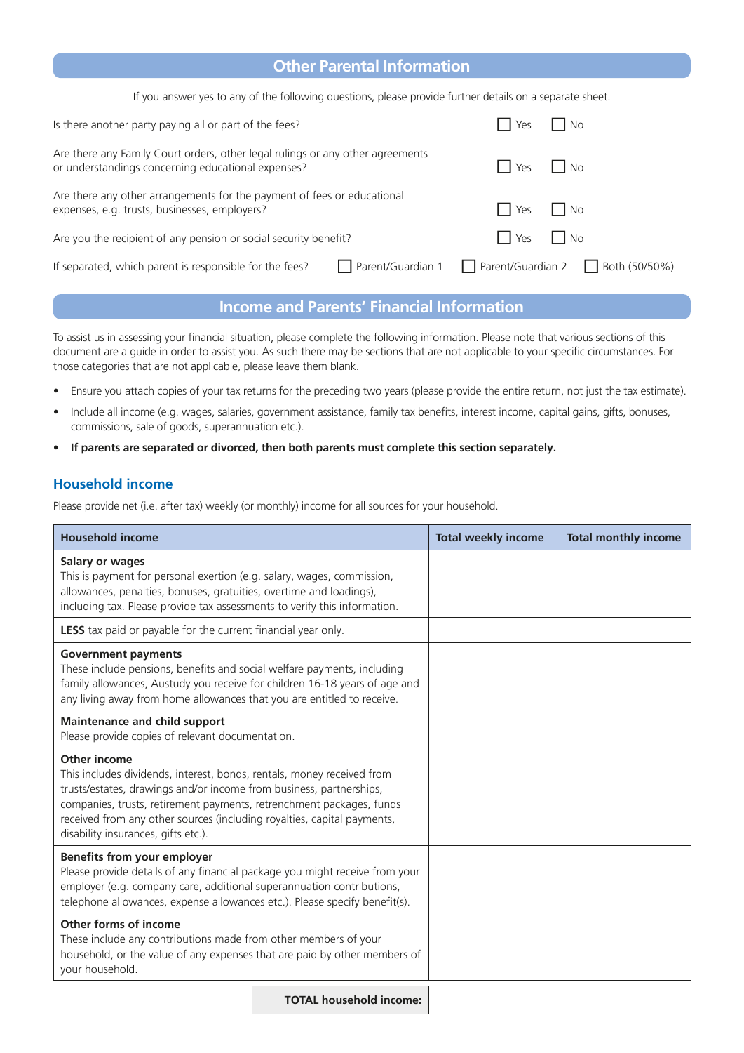## Other Parental Information

If you answer yes to any of the following questions, please provide further details on a separate sheet.

| | | |
|---|---|---|
| Is there another party paying all or part of the fees? | ☐ Yes | ☐ No |
| Are there any Family Court orders, other legal rulings or any other agreements or understandings concerning educational expenses? | ☐ Yes | ☐ No |
| Are there any other arrangements for the payment of fees or educational expenses, e.g. trusts, businesses, employers? | ☐ Yes | ☐ No |
| Are you the recipient of any pension or social security benefit? | ☐ Yes | ☐ No |

If separated, which parent is responsible for the fees? ☐ Parent/Guardian 1 ☐ Parent/Guardian 2 ☐ Both (50/50%)

## Income and Parents' Financial Information

To assist us in assessing your financial situation, please complete the following information. Please note that various sections of this document are a guide in order to assist you. As such there may be sections that are not applicable to your specific circumstances. For those categories that are not applicable, please leave them blank.

- Ensure you attach copies of your tax returns for the preceding two years (please provide the entire return, not just the tax estimate).
- Include all income (e.g. wages, salaries, government assistance, family tax benefits, interest income, capital gains, gifts, bonuses, commissions, sale of goods, superannuation etc.).
- **If parents are separated or divorced, then both parents must complete this section separately.**

### Household income

Please provide net (i.e. after tax) weekly (or monthly) income for all sources for your household.

| Household income | Total weekly income | Total monthly income |
|---|---|---|
| **Salary or wages**<br>This is payment for personal exertion (e.g. salary, wages, commission, allowances, penalties, bonuses, gratuities, overtime and loadings), including tax. Please provide tax assessments to verify this information. | | |
| **LESS** tax paid or payable for the current financial year only. | | |
| **Government payments**<br>These include pensions, benefits and social welfare payments, including family allowances, Austudy you receive for children 16-18 years of age and any living away from home allowances that you are entitled to receive. | | |
| **Maintenance and child support**<br>Please provide copies of relevant documentation. | | |
| **Other income**<br>This includes dividends, interest, bonds, rentals, money received from trusts/estates, drawings and/or income from business, partnerships, companies, trusts, retirement payments, retrenchment packages, funds received from any other sources (including royalties, capital payments, disability insurances, gifts etc.). | | |
| **Benefits from your employer**<br>Please provide details of any financial package you might receive from your employer (e.g. company care, additional superannuation contributions, telephone allowances, expense allowances etc.). Please specify benefit(s). | | |
| **Other forms of income**<br>These include any contributions made from other members of your household, or the value of any expenses that are paid by other members of your household. | | |
| **TOTAL household income:** | | |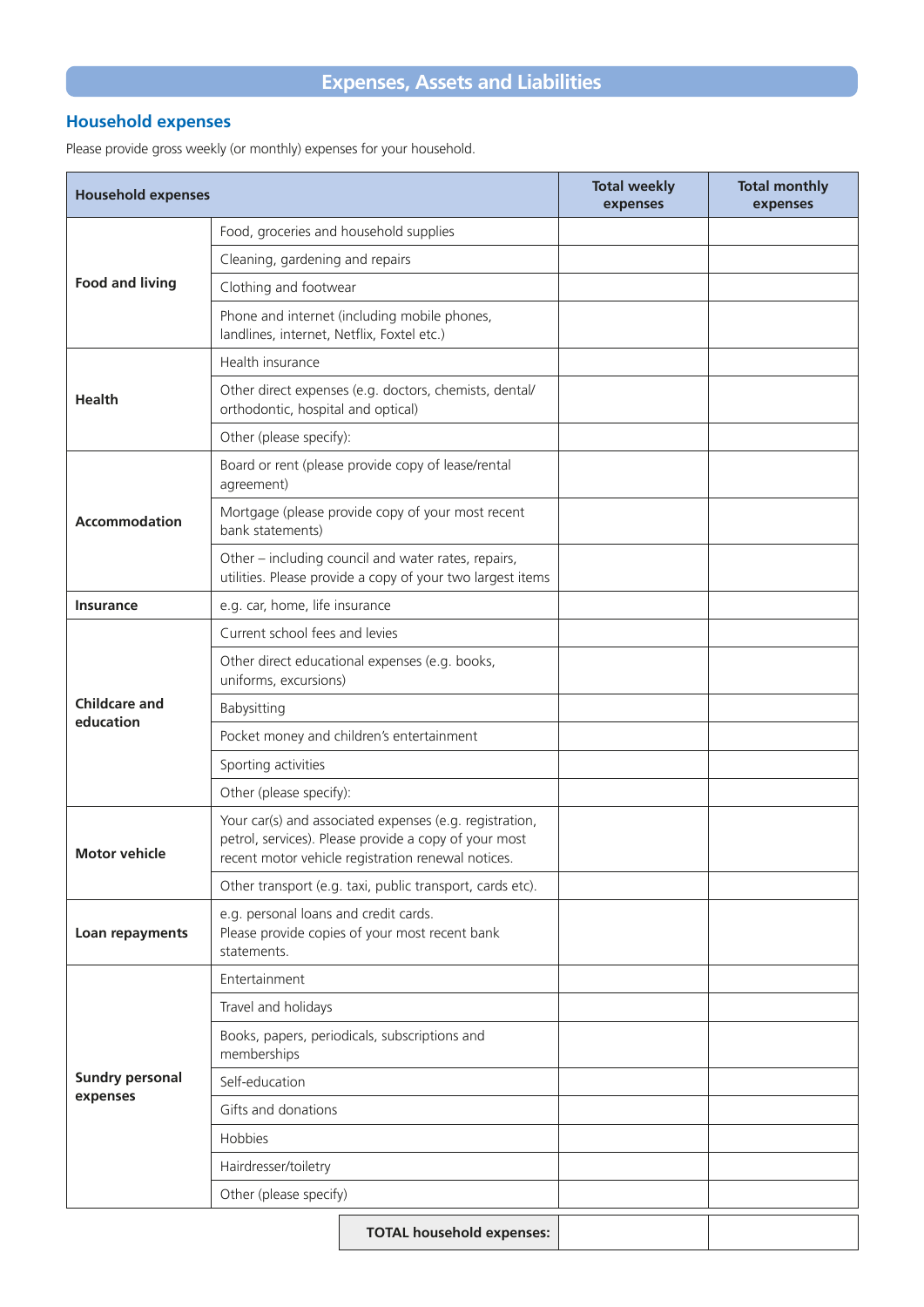# Expenses, Assets and Liabilities

## Household expenses

Please provide gross weekly (or monthly) expenses for your household.

| Household expenses | | Total weekly expenses | Total monthly expenses |
|---|---|---|---|
| Food and living | Food, groceries and household supplies | | |
| | Cleaning, gardening and repairs | | |
| | Clothing and footwear | | |
| | Phone and internet (including mobile phones, landlines, internet, Netflix, Foxtel etc.) | | |
| Health | Health insurance | | |
| | Other direct expenses (e.g. doctors, chemists, dental/ orthodontic, hospital and optical) | | |
| | Other (please specify): | | |
| Accommodation | Board or rent (please provide copy of lease/rental agreement) | | |
| | Mortgage (please provide copy of your most recent bank statements) | | |
| | Other – including council and water rates, repairs, utilities. Please provide a copy of your two largest items | | |
| Insurance | e.g. car, home, life insurance | | |
| Childcare and education | Current school fees and levies | | |
| | Other direct educational expenses (e.g. books, uniforms, excursions) | | |
| | Babysitting | | |
| | Pocket money and children's entertainment | | |
| | Sporting activities | | |
| | Other (please specify): | | |
| Motor vehicle | Your car(s) and associated expenses (e.g. registration, petrol, services). Please provide a copy of your most recent motor vehicle registration renewal notices. | | |
| | Other transport (e.g. taxi, public transport, cards etc). | | |
| Loan repayments | e.g. personal loans and credit cards. Please provide copies of your most recent bank statements. | | |
| Sundry personal expenses | Entertainment | | |
| | Travel and holidays | | |
| | Books, papers, periodicals, subscriptions and memberships | | |
| | Self-education | | |
| | Gifts and donations | | |
| | Hobbies | | |
| | Hairdresser/toiletry | | |
| | Other (please specify) | | |
| | **TOTAL household expenses:** | | |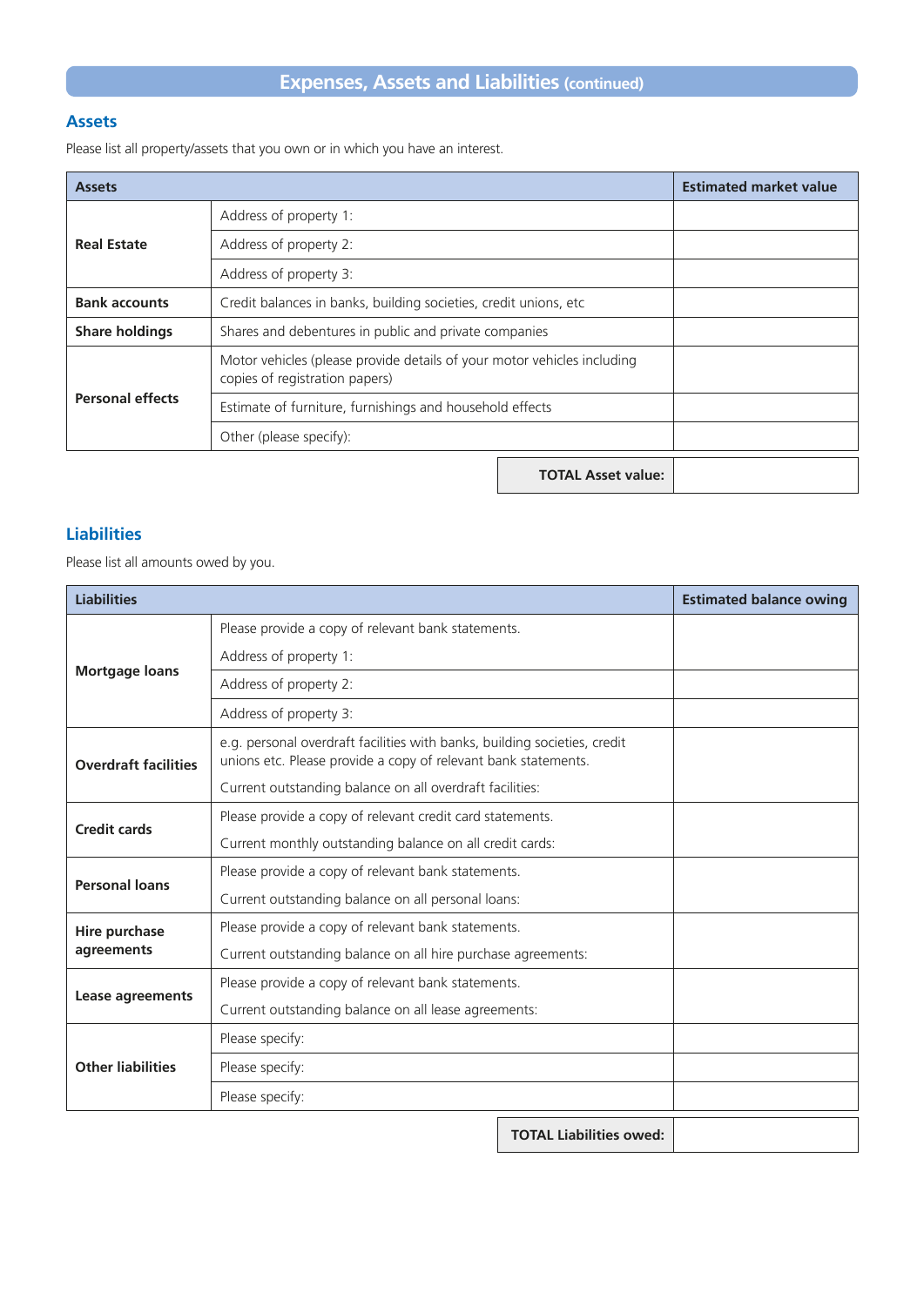## Expenses, Assets and Liabilities (continued)

### Assets

Please list all property/assets that you own or in which you have an interest.

| Assets | | Estimated market value |
|---|---|---|
| **Real Estate** | Address of property 1: | |
| | Address of property 2: | |
| | Address of property 3: | |
| **Bank accounts** | Credit balances in banks, building societies, credit unions, etc | |
| **Share holdings** | Shares and debentures in public and private companies | |
| **Personal effects** | Motor vehicles (please provide details of your motor vehicles including copies of registration papers) | |
| | Estimate of furniture, furnishings and household effects | |
| | Other (please specify): | |
| | **TOTAL Asset value:** | |

### Liabilities

Please list all amounts owed by you.

| Liabilities | | Estimated balance owing |
|---|---|---|
| **Mortgage loans** | Please provide a copy of relevant bank statements. Address of property 1: | |
| | Address of property 2: | |
| | Address of property 3: | |
| **Overdraft facilities** | e.g. personal overdraft facilities with banks, building societies, credit unions etc. Please provide a copy of relevant bank statements. Current outstanding balance on all overdraft facilities: | |
| **Credit cards** | Please provide a copy of relevant credit card statements. Current monthly outstanding balance on all credit cards: | |
| **Personal loans** | Please provide a copy of relevant bank statements. Current outstanding balance on all personal loans: | |
| **Hire purchase agreements** | Please provide a copy of relevant bank statements. Current outstanding balance on all hire purchase agreements: | |
| **Lease agreements** | Please provide a copy of relevant bank statements. Current outstanding balance on all lease agreements: | |
| **Other liabilities** | Please specify: | |
| | Please specify: | |
| | Please specify: | |
| | **TOTAL Liabilities owed:** | |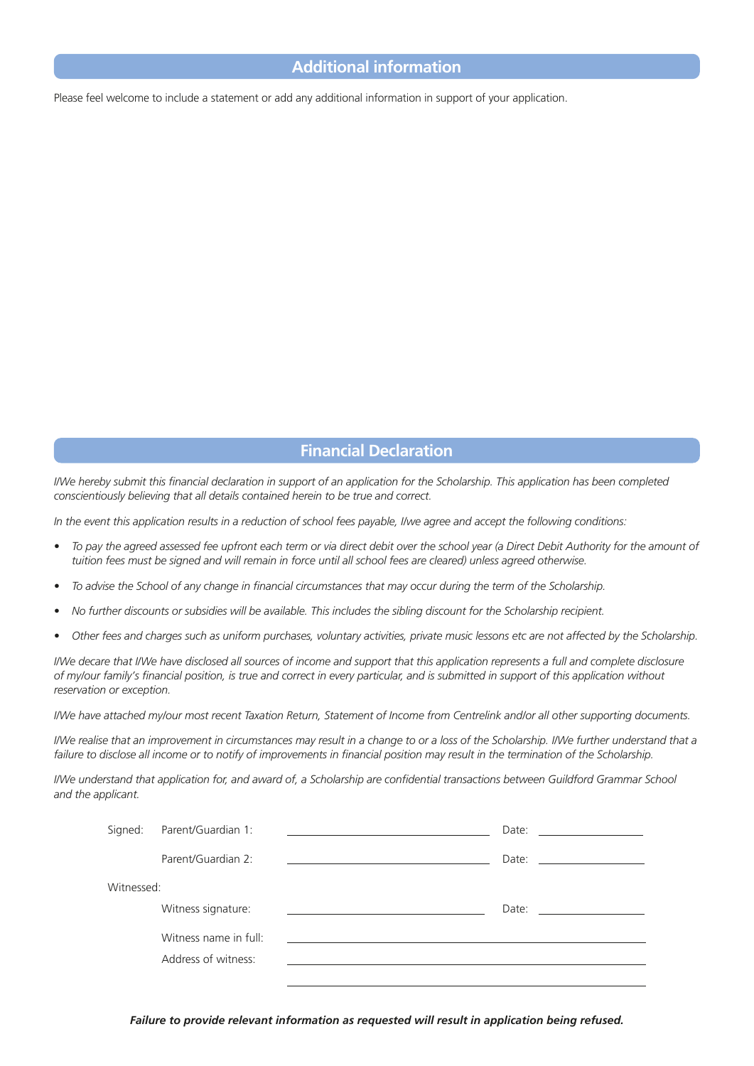## Additional information

Please feel welcome to include a statement or add any additional information in support of your application.

## Financial Declaration

*I/We hereby submit this financial declaration in support of an application for the Scholarship. This application has been completed conscientiously believing that all details contained herein to be true and correct.*

*In the event this application results in a reduction of school fees payable, I/we agree and accept the following conditions:*

- *To pay the agreed assessed fee upfront each term or via direct debit over the school year (a Direct Debit Authority for the amount of tuition fees must be signed and will remain in force until all school fees are cleared) unless agreed otherwise.*
- *To advise the School of any change in financial circumstances that may occur during the term of the Scholarship.*
- *No further discounts or subsidies will be available. This includes the sibling discount for the Scholarship recipient.*
- *Other fees and charges such as uniform purchases, voluntary activities, private music lessons etc are not affected by the Scholarship.*

*I/We decare that I/We have disclosed all sources of income and support that this application represents a full and complete disclosure of my/our family's financial position, is true and correct in every particular, and is submitted in support of this application without reservation or exception.*

*I/We have attached my/our most recent Taxation Return, Statement of Income from Centrelink and/or all other supporting documents.*

*I/We realise that an improvement in circumstances may result in a change to or a loss of the Scholarship. I/We further understand that a failure to disclose all income or to notify of improvements in financial position may result in the termination of the Scholarship.*

*I/We understand that application for, and award of, a Scholarship are confidential transactions between Guildford Grammar School and the applicant.*

Signed: Parent/Guardian 1: ______________________ Date: ____________

Parent/Guardian 2: ______________________ Date: ____________

Witnessed:

Witness signature: ______________________ Date: ____________

Witness name in full: ______________________

Address of witness: ______________________

______________________

***Failure to provide relevant information as requested will result in application being refused.***